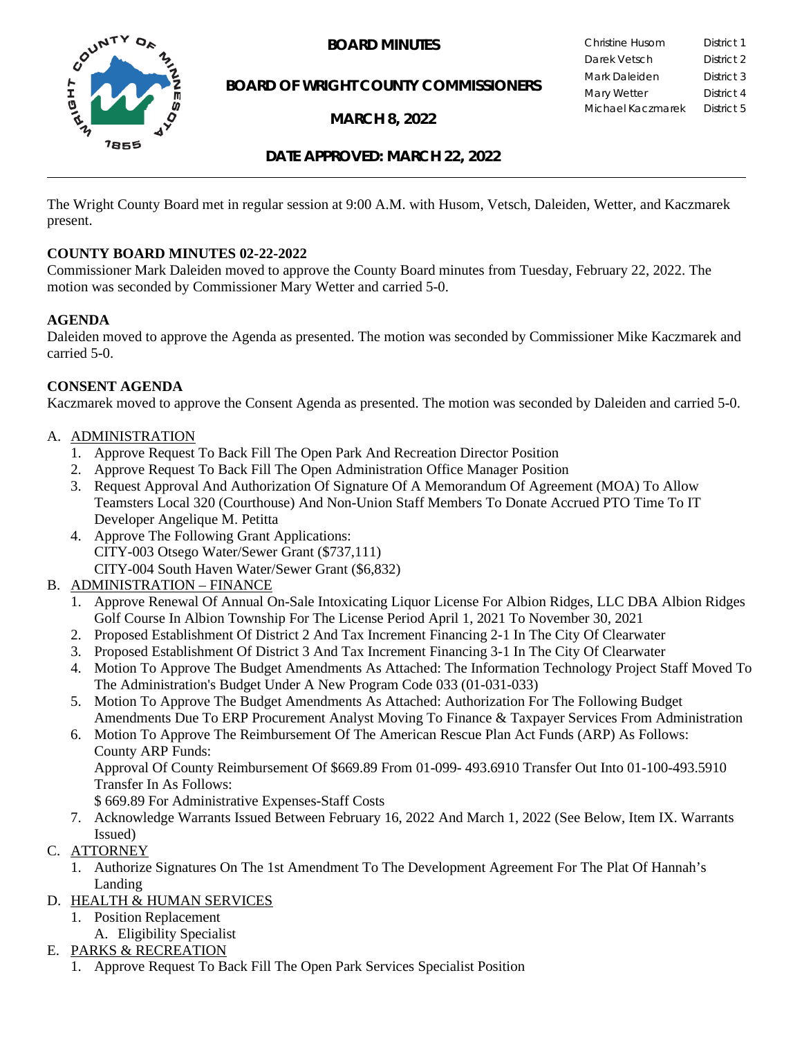# BOARD MINUTES

## BOARD OF WRIGHT COUNTY COMMISSIONERS

## MARCH 8, 2022

## DATE APPROVED: MARCH 22, 2022

| | |
|---|---|
| Christine Husom | District 1 |
| Darek Vetsch | District 2 |
| Mark Daleiden | District 3 |
| Mary Wetter | District 4 |
| Michael Kaczmarek | District 5 |

The Wright County Board met in regular session at 9:00 A.M. with Husom, Vetsch, Daleiden, Wetter, and Kaczmarek present.

**COUNTY BOARD MINUTES 02-22-2022**

Commissioner Mark Daleiden moved to approve the County Board minutes from Tuesday, February 22, 2022. The motion was seconded by Commissioner Mary Wetter and carried 5-0.

**AGENDA**

Daleiden moved to approve the Agenda as presented. The motion was seconded by Commissioner Mike Kaczmarek and carried 5-0.

**CONSENT AGENDA**

Kaczmarek moved to approve the Consent Agenda as presented. The motion was seconded by Daleiden and carried 5-0.

A. ADMINISTRATION
   1. Approve Request To Back Fill The Open Park And Recreation Director Position
   2. Approve Request To Back Fill The Open Administration Office Manager Position
   3. Request Approval And Authorization Of Signature Of A Memorandum Of Agreement (MOA) To Allow Teamsters Local 320 (Courthouse) And Non-Union Staff Members To Donate Accrued PTO Time To IT Developer Angelique M. Petitta
   4. Approve The Following Grant Applications:
      CITY-003 Otsego Water/Sewer Grant ($737,111)
      CITY-004 South Haven Water/Sewer Grant ($6,832)

B. ADMINISTRATION – FINANCE
   1. Approve Renewal Of Annual On-Sale Intoxicating Liquor License For Albion Ridges, LLC DBA Albion Ridges Golf Course In Albion Township For The License Period April 1, 2021 To November 30, 2021
   2. Proposed Establishment Of District 2 And Tax Increment Financing 2-1 In The City Of Clearwater
   3. Proposed Establishment Of District 3 And Tax Increment Financing 3-1 In The City Of Clearwater
   4. Motion To Approve The Budget Amendments As Attached: The Information Technology Project Staff Moved To The Administration's Budget Under A New Program Code 033 (01-031-033)
   5. Motion To Approve The Budget Amendments As Attached: Authorization For The Following Budget Amendments Due To ERP Procurement Analyst Moving To Finance & Taxpayer Services From Administration
   6. Motion To Approve The Reimbursement Of The American Rescue Plan Act Funds (ARP) As Follows:
      County ARP Funds:
      Approval Of County Reimbursement Of $669.89 From 01-099- 493.6910 Transfer Out Into 01-100-493.5910 Transfer In As Follows:
      $ 669.89 For Administrative Expenses-Staff Costs
   7. Acknowledge Warrants Issued Between February 16, 2022 And March 1, 2022 (See Below, Item IX. Warrants Issued)

C. ATTORNEY
   1. Authorize Signatures On The 1st Amendment To The Development Agreement For The Plat Of Hannah's Landing

D. HEALTH & HUMAN SERVICES
   1. Position Replacement
      A. Eligibility Specialist

E. PARKS & RECREATION
   1. Approve Request To Back Fill The Open Park Services Specialist Position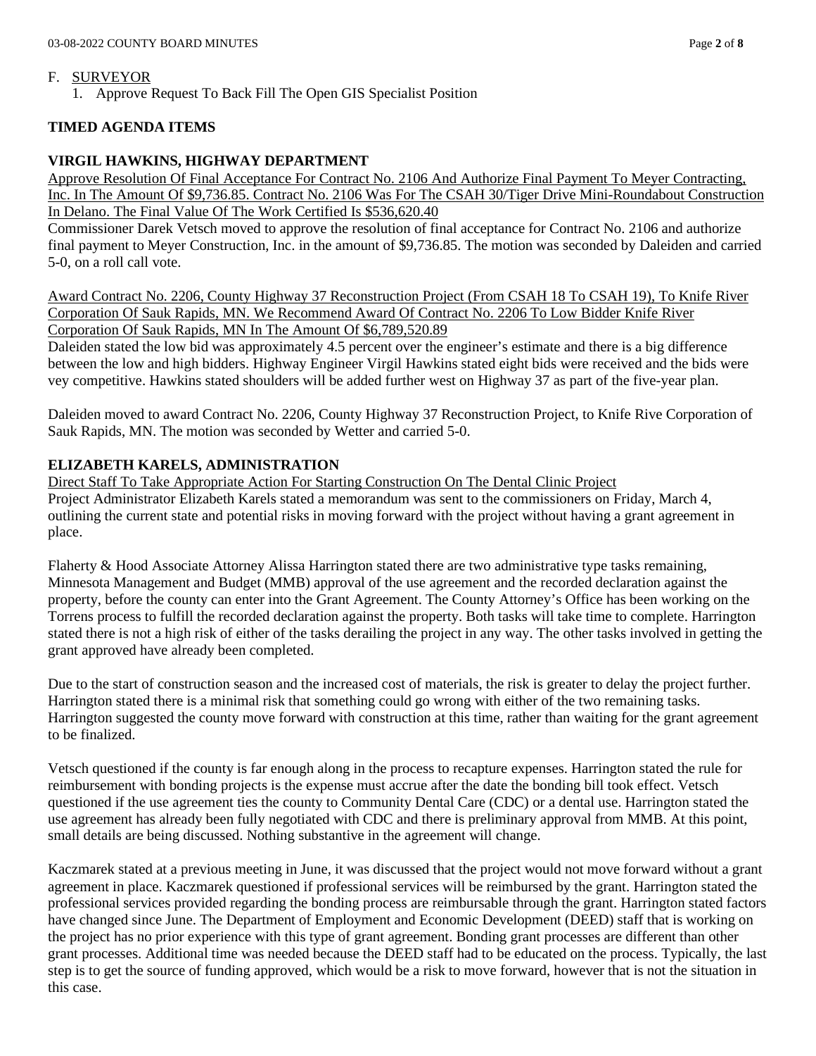F. SURVEYOR
   1. Approve Request To Back Fill The Open GIS Specialist Position

**TIMED AGENDA ITEMS**

**VIRGIL HAWKINS, HIGHWAY DEPARTMENT**

Approve Resolution Of Final Acceptance For Contract No. 2106 And Authorize Final Payment To Meyer Contracting, Inc. In The Amount Of $9,736.85. Contract No. 2106 Was For The CSAH 30/Tiger Drive Mini-Roundabout Construction In Delano. The Final Value Of The Work Certified Is $536,620.40

Commissioner Darek Vetsch moved to approve the resolution of final acceptance for Contract No. 2106 and authorize final payment to Meyer Construction, Inc. in the amount of $9,736.85. The motion was seconded by Daleiden and carried 5-0, on a roll call vote.

Award Contract No. 2206, County Highway 37 Reconstruction Project (From CSAH 18 To CSAH 19), To Knife River Corporation Of Sauk Rapids, MN. We Recommend Award Of Contract No. 2206 To Low Bidder Knife River Corporation Of Sauk Rapids, MN In The Amount Of $6,789,520.89

Daleiden stated the low bid was approximately 4.5 percent over the engineer's estimate and there is a big difference between the low and high bidders. Highway Engineer Virgil Hawkins stated eight bids were received and the bids were vey competitive. Hawkins stated shoulders will be added further west on Highway 37 as part of the five-year plan.

Daleiden moved to award Contract No. 2206, County Highway 37 Reconstruction Project, to Knife Rive Corporation of Sauk Rapids, MN. The motion was seconded by Wetter and carried 5-0.

**ELIZABETH KARELS, ADMINISTRATION**

Direct Staff To Take Appropriate Action For Starting Construction On The Dental Clinic Project

Project Administrator Elizabeth Karels stated a memorandum was sent to the commissioners on Friday, March 4, outlining the current state and potential risks in moving forward with the project without having a grant agreement in place.

Flaherty & Hood Associate Attorney Alissa Harrington stated there are two administrative type tasks remaining, Minnesota Management and Budget (MMB) approval of the use agreement and the recorded declaration against the property, before the county can enter into the Grant Agreement. The County Attorney's Office has been working on the Torrens process to fulfill the recorded declaration against the property. Both tasks will take time to complete. Harrington stated there is not a high risk of either of the tasks derailing the project in any way. The other tasks involved in getting the grant approved have already been completed.

Due to the start of construction season and the increased cost of materials, the risk is greater to delay the project further. Harrington stated there is a minimal risk that something could go wrong with either of the two remaining tasks. Harrington suggested the county move forward with construction at this time, rather than waiting for the grant agreement to be finalized.

Vetsch questioned if the county is far enough along in the process to recapture expenses. Harrington stated the rule for reimbursement with bonding projects is the expense must accrue after the date the bonding bill took effect. Vetsch questioned if the use agreement ties the county to Community Dental Care (CDC) or a dental use. Harrington stated the use agreement has already been fully negotiated with CDC and there is preliminary approval from MMB. At this point, small details are being discussed. Nothing substantive in the agreement will change.

Kaczmarek stated at a previous meeting in June, it was discussed that the project would not move forward without a grant agreement in place. Kaczmarek questioned if professional services will be reimbursed by the grant. Harrington stated the professional services provided regarding the bonding process are reimbursable through the grant. Harrington stated factors have changed since June. The Department of Employment and Economic Development (DEED) staff that is working on the project has no prior experience with this type of grant agreement. Bonding grant processes are different than other grant processes. Additional time was needed because the DEED staff had to be educated on the process. Typically, the last step is to get the source of funding approved, which would be a risk to move forward, however that is not the situation in this case.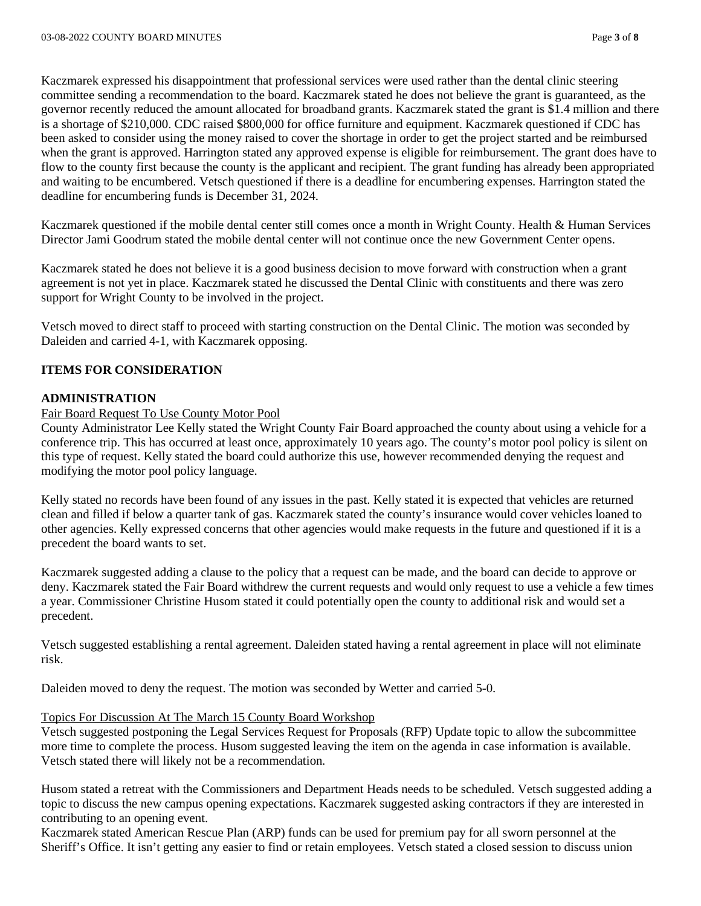Kaczmarek expressed his disappointment that professional services were used rather than the dental clinic steering committee sending a recommendation to the board. Kaczmarek stated he does not believe the grant is guaranteed, as the governor recently reduced the amount allocated for broadband grants. Kaczmarek stated the grant is $1.4 million and there is a shortage of $210,000. CDC raised $800,000 for office furniture and equipment. Kaczmarek questioned if CDC has been asked to consider using the money raised to cover the shortage in order to get the project started and be reimbursed when the grant is approved. Harrington stated any approved expense is eligible for reimbursement. The grant does have to flow to the county first because the county is the applicant and recipient. The grant funding has already been appropriated and waiting to be encumbered. Vetsch questioned if there is a deadline for encumbering expenses. Harrington stated the deadline for encumbering funds is December 31, 2024.

Kaczmarek questioned if the mobile dental center still comes once a month in Wright County. Health & Human Services Director Jami Goodrum stated the mobile dental center will not continue once the new Government Center opens.

Kaczmarek stated he does not believe it is a good business decision to move forward with construction when a grant agreement is not yet in place. Kaczmarek stated he discussed the Dental Clinic with constituents and there was zero support for Wright County to be involved in the project.

Vetsch moved to direct staff to proceed with starting construction on the Dental Clinic. The motion was seconded by Daleiden and carried 4-1, with Kaczmarek opposing.

## ITEMS FOR CONSIDERATION

### ADMINISTRATION

Fair Board Request To Use County Motor Pool

County Administrator Lee Kelly stated the Wright County Fair Board approached the county about using a vehicle for a conference trip. This has occurred at least once, approximately 10 years ago. The county's motor pool policy is silent on this type of request. Kelly stated the board could authorize this use, however recommended denying the request and modifying the motor pool policy language.

Kelly stated no records have been found of any issues in the past. Kelly stated it is expected that vehicles are returned clean and filled if below a quarter tank of gas. Kaczmarek stated the county's insurance would cover vehicles loaned to other agencies. Kelly expressed concerns that other agencies would make requests in the future and questioned if it is a precedent the board wants to set.

Kaczmarek suggested adding a clause to the policy that a request can be made, and the board can decide to approve or deny. Kaczmarek stated the Fair Board withdrew the current requests and would only request to use a vehicle a few times a year. Commissioner Christine Husom stated it could potentially open the county to additional risk and would set a precedent.

Vetsch suggested establishing a rental agreement. Daleiden stated having a rental agreement in place will not eliminate risk.

Daleiden moved to deny the request. The motion was seconded by Wetter and carried 5-0.

Topics For Discussion At The March 15 County Board Workshop

Vetsch suggested postponing the Legal Services Request for Proposals (RFP) Update topic to allow the subcommittee more time to complete the process. Husom suggested leaving the item on the agenda in case information is available. Vetsch stated there will likely not be a recommendation.

Husom stated a retreat with the Commissioners and Department Heads needs to be scheduled. Vetsch suggested adding a topic to discuss the new campus opening expectations. Kaczmarek suggested asking contractors if they are interested in contributing to an opening event.
Kaczmarek stated American Rescue Plan (ARP) funds can be used for premium pay for all sworn personnel at the Sheriff's Office. It isn't getting any easier to find or retain employees. Vetsch stated a closed session to discuss union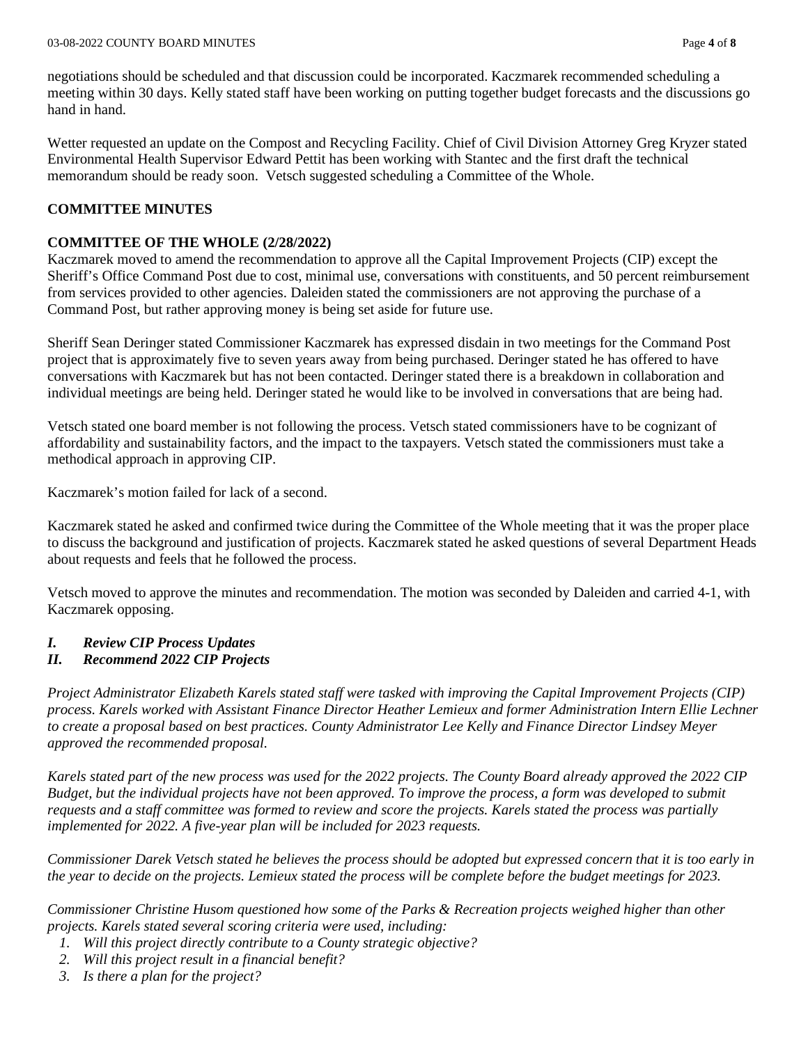negotiations should be scheduled and that discussion could be incorporated. Kaczmarek recommended scheduling a meeting within 30 days. Kelly stated staff have been working on putting together budget forecasts and the discussions go hand in hand.

Wetter requested an update on the Compost and Recycling Facility. Chief of Civil Division Attorney Greg Kryzer stated Environmental Health Supervisor Edward Pettit has been working with Stantec and the first draft the technical memorandum should be ready soon. Vetsch suggested scheduling a Committee of the Whole.

**COMMITTEE MINUTES**

**COMMITTEE OF THE WHOLE (2/28/2022)**

Kaczmarek moved to amend the recommendation to approve all the Capital Improvement Projects (CIP) except the Sheriff's Office Command Post due to cost, minimal use, conversations with constituents, and 50 percent reimbursement from services provided to other agencies. Daleiden stated the commissioners are not approving the purchase of a Command Post, but rather approving money is being set aside for future use.

Sheriff Sean Deringer stated Commissioner Kaczmarek has expressed disdain in two meetings for the Command Post project that is approximately five to seven years away from being purchased. Deringer stated he has offered to have conversations with Kaczmarek but has not been contacted. Deringer stated there is a breakdown in collaboration and individual meetings are being held. Deringer stated he would like to be involved in conversations that are being had.

Vetsch stated one board member is not following the process. Vetsch stated commissioners have to be cognizant of affordability and sustainability factors, and the impact to the taxpayers. Vetsch stated the commissioners must take a methodical approach in approving CIP.

Kaczmarek's motion failed for lack of a second.

Kaczmarek stated he asked and confirmed twice during the Committee of the Whole meeting that it was the proper place to discuss the background and justification of projects. Kaczmarek stated he asked questions of several Department Heads about requests and feels that he followed the process.

Vetsch moved to approve the minutes and recommendation. The motion was seconded by Daleiden and carried 4-1, with Kaczmarek opposing.

***I. Review CIP Process Updates***

***II. Recommend 2022 CIP Projects***

*Project Administrator Elizabeth Karels stated staff were tasked with improving the Capital Improvement Projects (CIP) process. Karels worked with Assistant Finance Director Heather Lemieux and former Administration Intern Ellie Lechner to create a proposal based on best practices. County Administrator Lee Kelly and Finance Director Lindsey Meyer approved the recommended proposal.*

*Karels stated part of the new process was used for the 2022 projects. The County Board already approved the 2022 CIP Budget, but the individual projects have not been approved. To improve the process, a form was developed to submit requests and a staff committee was formed to review and score the projects. Karels stated the process was partially implemented for 2022. A five-year plan will be included for 2023 requests.*

*Commissioner Darek Vetsch stated he believes the process should be adopted but expressed concern that it is too early in the year to decide on the projects. Lemieux stated the process will be complete before the budget meetings for 2023.*

*Commissioner Christine Husom questioned how some of the Parks & Recreation projects weighed higher than other projects. Karels stated several scoring criteria were used, including:*

1. *Will this project directly contribute to a County strategic objective?*
2. *Will this project result in a financial benefit?*
3. *Is there a plan for the project?*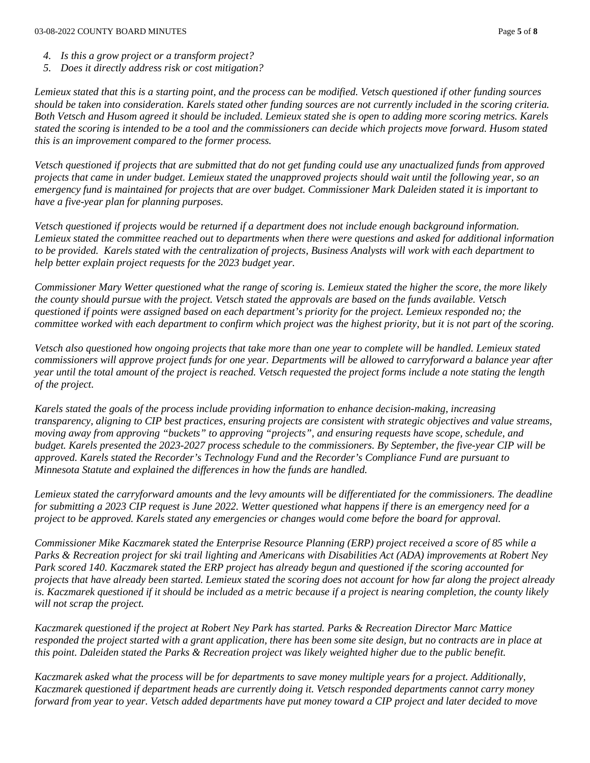4. *Is this a grow project or a transform project?*
5. *Does it directly address risk or cost mitigation?*

*Lemieux stated that this is a starting point, and the process can be modified. Vetsch questioned if other funding sources should be taken into consideration. Karels stated other funding sources are not currently included in the scoring criteria. Both Vetsch and Husom agreed it should be included. Lemieux stated she is open to adding more scoring metrics. Karels stated the scoring is intended to be a tool and the commissioners can decide which projects move forward. Husom stated this is an improvement compared to the former process.*

*Vetsch questioned if projects that are submitted that do not get funding could use any unactualized funds from approved projects that came in under budget. Lemieux stated the unapproved projects should wait until the following year, so an emergency fund is maintained for projects that are over budget. Commissioner Mark Daleiden stated it is important to have a five-year plan for planning purposes.*

*Vetsch questioned if projects would be returned if a department does not include enough background information. Lemieux stated the committee reached out to departments when there were questions and asked for additional information to be provided. Karels stated with the centralization of projects, Business Analysts will work with each department to help better explain project requests for the 2023 budget year.*

*Commissioner Mary Wetter questioned what the range of scoring is. Lemieux stated the higher the score, the more likely the county should pursue with the project. Vetsch stated the approvals are based on the funds available. Vetsch questioned if points were assigned based on each department's priority for the project. Lemieux responded no; the committee worked with each department to confirm which project was the highest priority, but it is not part of the scoring.*

*Vetsch also questioned how ongoing projects that take more than one year to complete will be handled. Lemieux stated commissioners will approve project funds for one year. Departments will be allowed to carryforward a balance year after year until the total amount of the project is reached. Vetsch requested the project forms include a note stating the length of the project.*

*Karels stated the goals of the process include providing information to enhance decision-making, increasing transparency, aligning to CIP best practices, ensuring projects are consistent with strategic objectives and value streams, moving away from approving "buckets" to approving "projects", and ensuring requests have scope, schedule, and budget. Karels presented the 2023-2027 process schedule to the commissioners. By September, the five-year CIP will be approved. Karels stated the Recorder's Technology Fund and the Recorder's Compliance Fund are pursuant to Minnesota Statute and explained the differences in how the funds are handled.*

*Lemieux stated the carryforward amounts and the levy amounts will be differentiated for the commissioners. The deadline for submitting a 2023 CIP request is June 2022. Wetter questioned what happens if there is an emergency need for a project to be approved. Karels stated any emergencies or changes would come before the board for approval.*

*Commissioner Mike Kaczmarek stated the Enterprise Resource Planning (ERP) project received a score of 85 while a Parks & Recreation project for ski trail lighting and Americans with Disabilities Act (ADA) improvements at Robert Ney Park scored 140. Kaczmarek stated the ERP project has already begun and questioned if the scoring accounted for projects that have already been started. Lemieux stated the scoring does not account for how far along the project already is. Kaczmarek questioned if it should be included as a metric because if a project is nearing completion, the county likely will not scrap the project.*

*Kaczmarek questioned if the project at Robert Ney Park has started. Parks & Recreation Director Marc Mattice responded the project started with a grant application, there has been some site design, but no contracts are in place at this point. Daleiden stated the Parks & Recreation project was likely weighted higher due to the public benefit.*

*Kaczmarek asked what the process will be for departments to save money multiple years for a project. Additionally, Kaczmarek questioned if department heads are currently doing it. Vetsch responded departments cannot carry money forward from year to year. Vetsch added departments have put money toward a CIP project and later decided to move*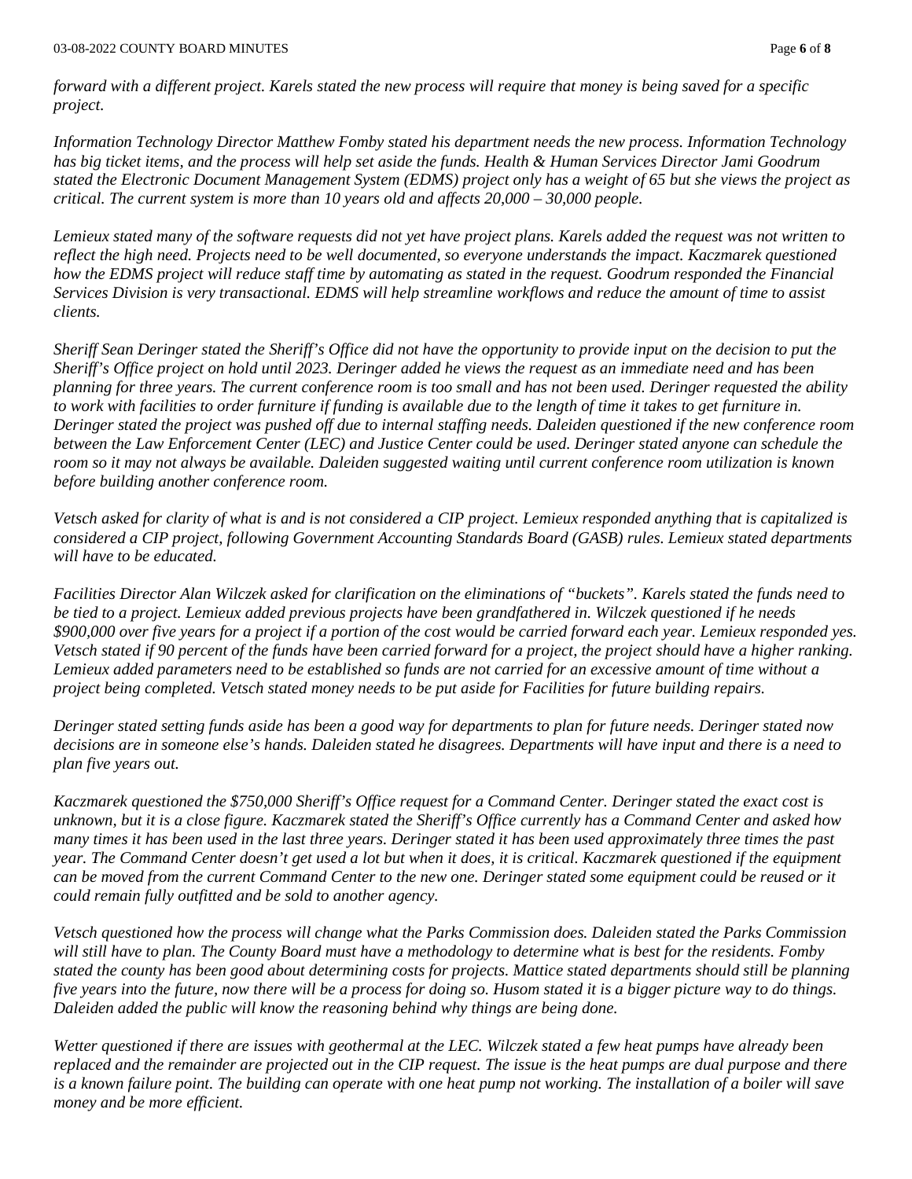*forward with a different project. Karels stated the new process will require that money is being saved for a specific project.*

*Information Technology Director Matthew Fomby stated his department needs the new process. Information Technology has big ticket items, and the process will help set aside the funds. Health & Human Services Director Jami Goodrum stated the Electronic Document Management System (EDMS) project only has a weight of 65 but she views the project as critical. The current system is more than 10 years old and affects 20,000 – 30,000 people.*

*Lemieux stated many of the software requests did not yet have project plans. Karels added the request was not written to reflect the high need. Projects need to be well documented, so everyone understands the impact. Kaczmarek questioned how the EDMS project will reduce staff time by automating as stated in the request. Goodrum responded the Financial Services Division is very transactional. EDMS will help streamline workflows and reduce the amount of time to assist clients.*

*Sheriff Sean Deringer stated the Sheriff's Office did not have the opportunity to provide input on the decision to put the Sheriff's Office project on hold until 2023. Deringer added he views the request as an immediate need and has been planning for three years. The current conference room is too small and has not been used. Deringer requested the ability to work with facilities to order furniture if funding is available due to the length of time it takes to get furniture in. Deringer stated the project was pushed off due to internal staffing needs. Daleiden questioned if the new conference room between the Law Enforcement Center (LEC) and Justice Center could be used. Deringer stated anyone can schedule the room so it may not always be available. Daleiden suggested waiting until current conference room utilization is known before building another conference room.*

*Vetsch asked for clarity of what is and is not considered a CIP project. Lemieux responded anything that is capitalized is considered a CIP project, following Government Accounting Standards Board (GASB) rules. Lemieux stated departments will have to be educated.*

*Facilities Director Alan Wilczek asked for clarification on the eliminations of "buckets". Karels stated the funds need to be tied to a project. Lemieux added previous projects have been grandfathered in. Wilczek questioned if he needs $900,000 over five years for a project if a portion of the cost would be carried forward each year. Lemieux responded yes. Vetsch stated if 90 percent of the funds have been carried forward for a project, the project should have a higher ranking. Lemieux added parameters need to be established so funds are not carried for an excessive amount of time without a project being completed. Vetsch stated money needs to be put aside for Facilities for future building repairs.*

*Deringer stated setting funds aside has been a good way for departments to plan for future needs. Deringer stated now decisions are in someone else's hands. Daleiden stated he disagrees. Departments will have input and there is a need to plan five years out.*

*Kaczmarek questioned the $750,000 Sheriff's Office request for a Command Center. Deringer stated the exact cost is unknown, but it is a close figure. Kaczmarek stated the Sheriff's Office currently has a Command Center and asked how many times it has been used in the last three years. Deringer stated it has been used approximately three times the past year. The Command Center doesn't get used a lot but when it does, it is critical. Kaczmarek questioned if the equipment can be moved from the current Command Center to the new one. Deringer stated some equipment could be reused or it could remain fully outfitted and be sold to another agency.*

*Vetsch questioned how the process will change what the Parks Commission does. Daleiden stated the Parks Commission will still have to plan. The County Board must have a methodology to determine what is best for the residents. Fomby stated the county has been good about determining costs for projects. Mattice stated departments should still be planning five years into the future, now there will be a process for doing so. Husom stated it is a bigger picture way to do things. Daleiden added the public will know the reasoning behind why things are being done.*

*Wetter questioned if there are issues with geothermal at the LEC. Wilczek stated a few heat pumps have already been replaced and the remainder are projected out in the CIP request. The issue is the heat pumps are dual purpose and there is a known failure point. The building can operate with one heat pump not working. The installation of a boiler will save money and be more efficient.*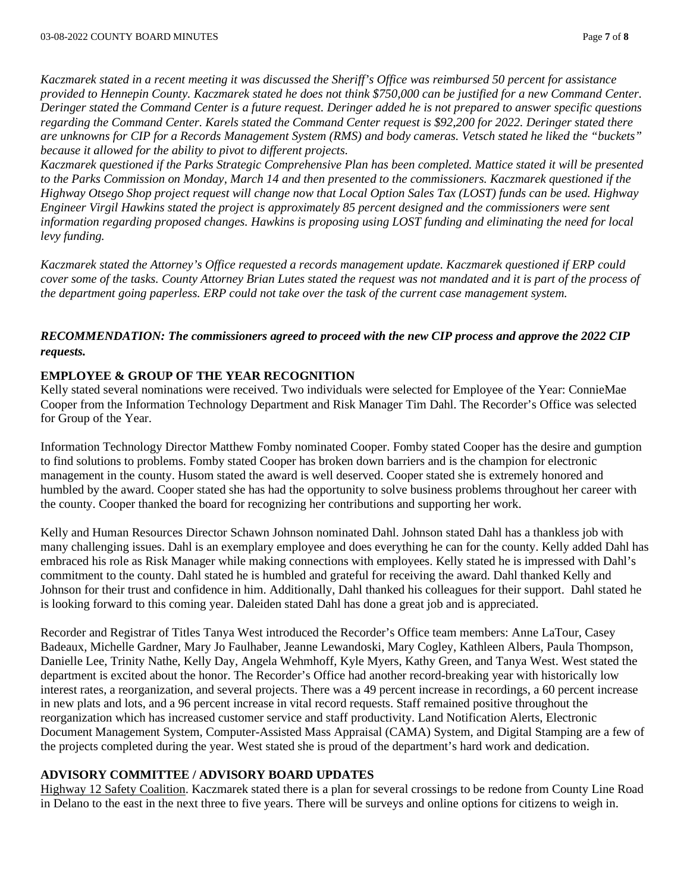*Kaczmarek stated in a recent meeting it was discussed the Sheriff's Office was reimbursed 50 percent for assistance provided to Hennepin County. Kaczmarek stated he does not think $750,000 can be justified for a new Command Center. Deringer stated the Command Center is a future request. Deringer added he is not prepared to answer specific questions regarding the Command Center. Karels stated the Command Center request is $92,200 for 2022. Deringer stated there are unknowns for CIP for a Records Management System (RMS) and body cameras. Vetsch stated he liked the "buckets" because it allowed for the ability to pivot to different projects.*
*Kaczmarek questioned if the Parks Strategic Comprehensive Plan has been completed. Mattice stated it will be presented to the Parks Commission on Monday, March 14 and then presented to the commissioners. Kaczmarek questioned if the Highway Otsego Shop project request will change now that Local Option Sales Tax (LOST) funds can be used. Highway Engineer Virgil Hawkins stated the project is approximately 85 percent designed and the commissioners were sent information regarding proposed changes. Hawkins is proposing using LOST funding and eliminating the need for local levy funding.*

*Kaczmarek stated the Attorney's Office requested a records management update. Kaczmarek questioned if ERP could cover some of the tasks. County Attorney Brian Lutes stated the request was not mandated and it is part of the process of the department going paperless. ERP could not take over the task of the current case management system.*

***RECOMMENDATION: The commissioners agreed to proceed with the new CIP process and approve the 2022 CIP requests.***

**EMPLOYEE & GROUP OF THE YEAR RECOGNITION**

Kelly stated several nominations were received. Two individuals were selected for Employee of the Year: ConnieMae Cooper from the Information Technology Department and Risk Manager Tim Dahl. The Recorder's Office was selected for Group of the Year.

Information Technology Director Matthew Fomby nominated Cooper. Fomby stated Cooper has the desire and gumption to find solutions to problems. Fomby stated Cooper has broken down barriers and is the champion for electronic management in the county. Husom stated the award is well deserved. Cooper stated she is extremely honored and humbled by the award. Cooper stated she has had the opportunity to solve business problems throughout her career with the county. Cooper thanked the board for recognizing her contributions and supporting her work.

Kelly and Human Resources Director Schawn Johnson nominated Dahl. Johnson stated Dahl has a thankless job with many challenging issues. Dahl is an exemplary employee and does everything he can for the county. Kelly added Dahl has embraced his role as Risk Manager while making connections with employees. Kelly stated he is impressed with Dahl's commitment to the county. Dahl stated he is humbled and grateful for receiving the award. Dahl thanked Kelly and Johnson for their trust and confidence in him. Additionally, Dahl thanked his colleagues for their support. Dahl stated he is looking forward to this coming year. Daleiden stated Dahl has done a great job and is appreciated.

Recorder and Registrar of Titles Tanya West introduced the Recorder's Office team members: Anne LaTour, Casey Badeaux, Michelle Gardner, Mary Jo Faulhaber, Jeanne Lewandoski, Mary Cogley, Kathleen Albers, Paula Thompson, Danielle Lee, Trinity Nathe, Kelly Day, Angela Wehmhoff, Kyle Myers, Kathy Green, and Tanya West. West stated the department is excited about the honor. The Recorder's Office had another record-breaking year with historically low interest rates, a reorganization, and several projects. There was a 49 percent increase in recordings, a 60 percent increase in new plats and lots, and a 96 percent increase in vital record requests. Staff remained positive throughout the reorganization which has increased customer service and staff productivity. Land Notification Alerts, Electronic Document Management System, Computer-Assisted Mass Appraisal (CAMA) System, and Digital Stamping are a few of the projects completed during the year. West stated she is proud of the department's hard work and dedication.

**ADVISORY COMMITTEE / ADVISORY BOARD UPDATES**

Highway 12 Safety Coalition. Kaczmarek stated there is a plan for several crossings to be redone from County Line Road in Delano to the east in the next three to five years. There will be surveys and online options for citizens to weigh in.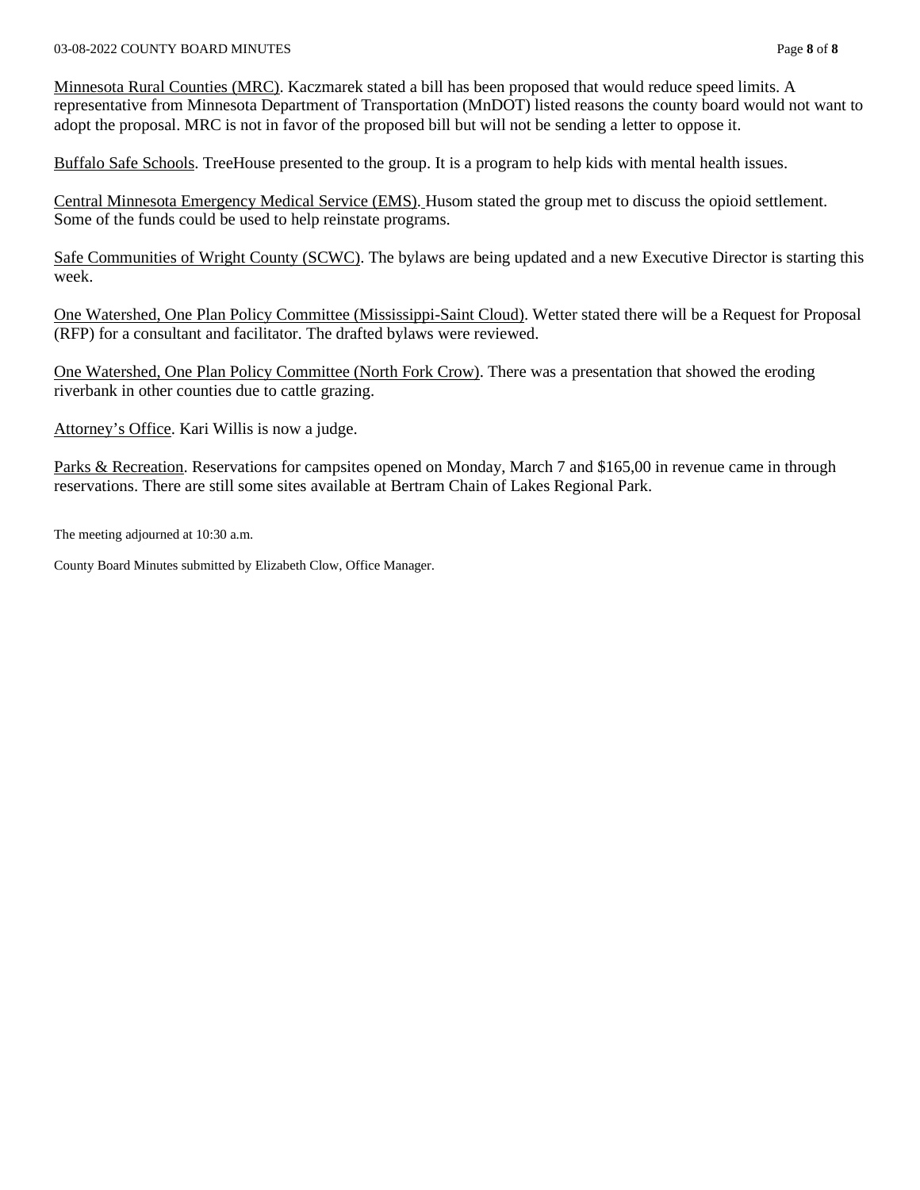Minnesota Rural Counties (MRC). Kaczmarek stated a bill has been proposed that would reduce speed limits. A representative from Minnesota Department of Transportation (MnDOT) listed reasons the county board would not want to adopt the proposal. MRC is not in favor of the proposed bill but will not be sending a letter to oppose it.

Buffalo Safe Schools. TreeHouse presented to the group. It is a program to help kids with mental health issues.

Central Minnesota Emergency Medical Service (EMS). Husom stated the group met to discuss the opioid settlement. Some of the funds could be used to help reinstate programs.

Safe Communities of Wright County (SCWC). The bylaws are being updated and a new Executive Director is starting this week.

One Watershed, One Plan Policy Committee (Mississippi-Saint Cloud). Wetter stated there will be a Request for Proposal (RFP) for a consultant and facilitator. The drafted bylaws were reviewed.

One Watershed, One Plan Policy Committee (North Fork Crow). There was a presentation that showed the eroding riverbank in other counties due to cattle grazing.

Attorney's Office. Kari Willis is now a judge.

Parks & Recreation. Reservations for campsites opened on Monday, March 7 and $165,00 in revenue came in through reservations. There are still some sites available at Bertram Chain of Lakes Regional Park.

The meeting adjourned at 10:30 a.m.

County Board Minutes submitted by Elizabeth Clow, Office Manager.